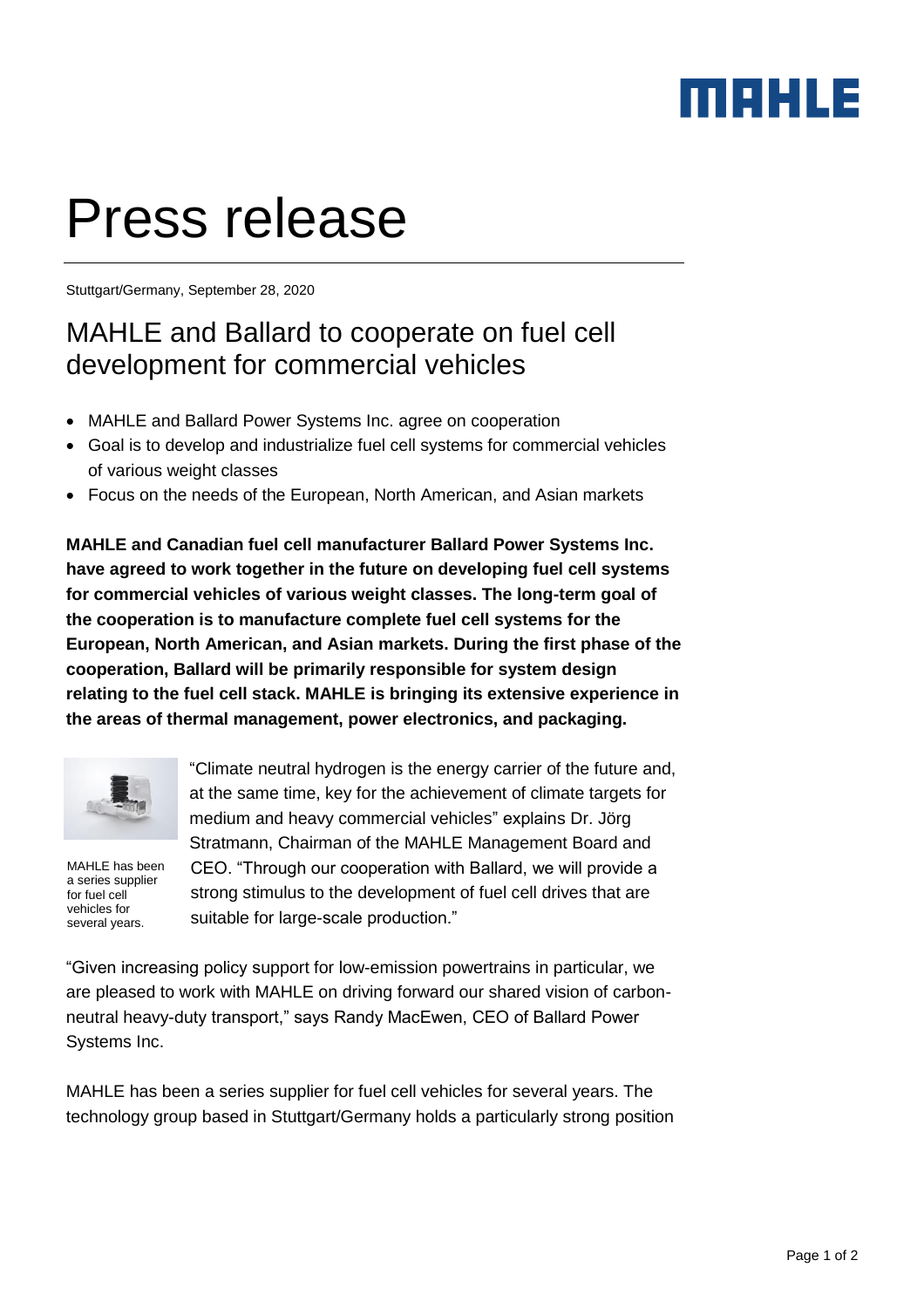# Press release

Stuttgart/Germany, September 28, 2020

## MAHLE and Ballard to cooperate on fuel cell development for commercial vehicles

- MAHLE and Ballard Power Systems Inc. agree on cooperation
- Goal is to develop and industrialize fuel cell systems for commercial vehicles of various weight classes
- Focus on the needs of the European, North American, and Asian markets

**MAHLE and Canadian fuel cell manufacturer Ballard Power Systems Inc. have agreed to work together in the future on developing fuel cell systems for commercial vehicles of various weight classes. The long-term goal of the cooperation is to manufacture complete fuel cell systems for the European, North American, and Asian markets. During the first phase of the cooperation, Ballard will be primarily responsible for system design relating to the fuel cell stack. MAHLE is bringing its extensive experience in the areas of thermal management, power electronics, and packaging.**

MAHLE has been a series supplier for fuel cell vehicles for several years.

"Climate neutral hydrogen is the energy carrier of the future and, at the same time, key for the achievement of climate targets for medium and heavy commercial vehicles" explains Dr. Jörg Stratmann, Chairman of the MAHLE Management Board and CEO. "Through our cooperation with Ballard, we will provide a strong stimulus to the development of fuel cell drives that are suitable for large-scale production."

"Given increasing policy support for low-emission powertrains in particular, we are pleased to work with MAHLE on driving forward our shared vision of carbon-neutral heavy-duty transport," says Randy MacEwen, CEO of Ballard Power Systems Inc.

MAHLE has been a series supplier for fuel cell vehicles for several years. The technology group based in Stuttgart/Germany holds a particularly strong position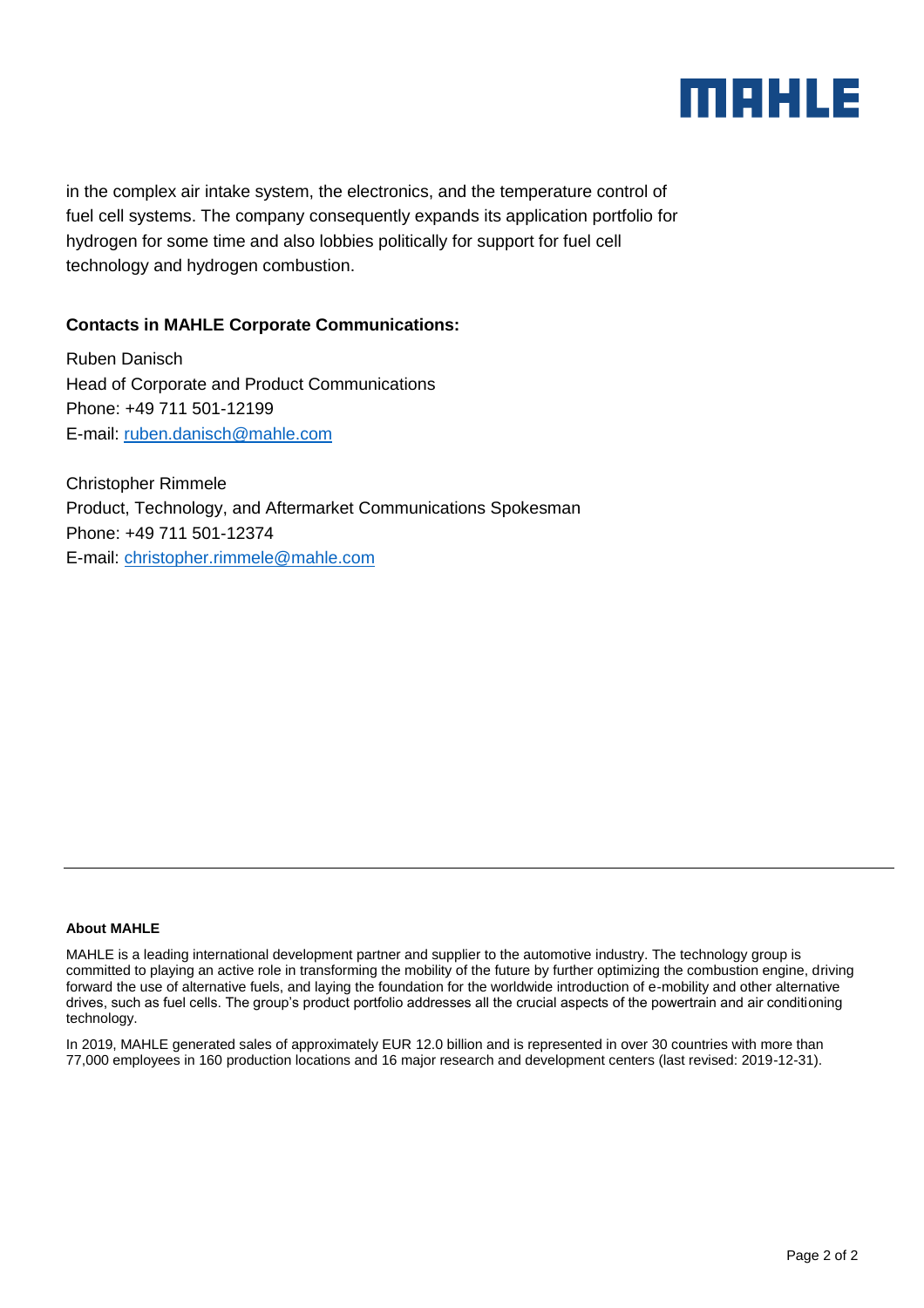in the complex air intake system, the electronics, and the temperature control of fuel cell systems. The company consequently expands its application portfolio for hydrogen for some time and also lobbies politically for support for fuel cell technology and hydrogen combustion.

**Contacts in MAHLE Corporate Communications:**

Ruben Danisch
Head of Corporate and Product Communications
Phone: +49 711 501-12199
E-mail: ruben.danisch@mahle.com

Christopher Rimmele
Product, Technology, and Aftermarket Communications Spokesman
Phone: +49 711 501-12374
E-mail: christopher.rimmele@mahle.com

---

**About MAHLE**

MAHLE is a leading international development partner and supplier to the automotive industry. The technology group is committed to playing an active role in transforming the mobility of the future by further optimizing the combustion engine, driving forward the use of alternative fuels, and laying the foundation for the worldwide introduction of e-mobility and other alternative drives, such as fuel cells. The group's product portfolio addresses all the crucial aspects of the powertrain and air conditioning technology.

In 2019, MAHLE generated sales of approximately EUR 12.0 billion and is represented in over 30 countries with more than 77,000 employees in 160 production locations and 16 major research and development centers (last revised: 2019-12-31).